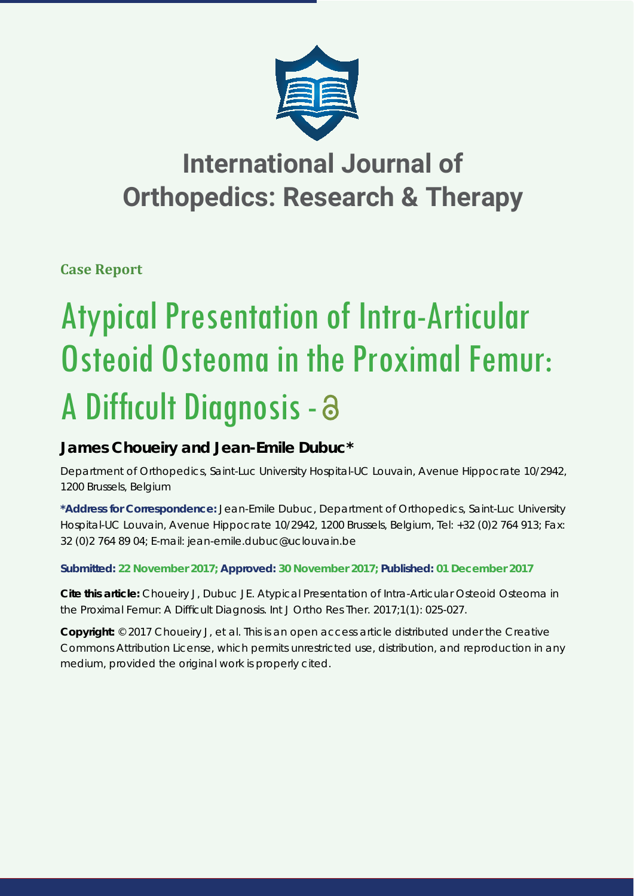# International Journal of Orthopedics: Research & Therapy

**Case Report**

# Atypical Presentation of Intra-Articular Osteoid Osteoma in the Proximal Femur: A Difficult Diagnosis -

**James Choueiry and Jean-Emile Dubuc***

Department of Orthopedics, Saint-Luc University Hospital-UC Louvain, Avenue Hippocrate 10/2942, 1200 Brussels, Belgium

**\*Address for Correspondence:** Jean-Emile Dubuc, Department of Orthopedics, Saint-Luc University Hospital-UC Louvain, Avenue Hippocrate 10/2942, 1200 Brussels, Belgium, Tel: +32 (0)2 764 913; Fax: 32 (0)2 764 89 04; E-mail: jean-emile.dubuc@uclouvain.be

**Submitted: 22 November 2017; Approved: 30 November 2017; Published: 01 December 2017**

**Cite this article:** Choueiry J, Dubuc JE. Atypical Presentation of Intra-Articular Osteoid Osteoma in the Proximal Femur: A Difficult Diagnosis. Int J Ortho Res Ther. 2017;1(1): 025-027.

**Copyright:** © 2017 Choueiry J, et al. This is an open access article distributed under the Creative Commons Attribution License, which permits unrestricted use, distribution, and reproduction in any medium, provided the original work is properly cited.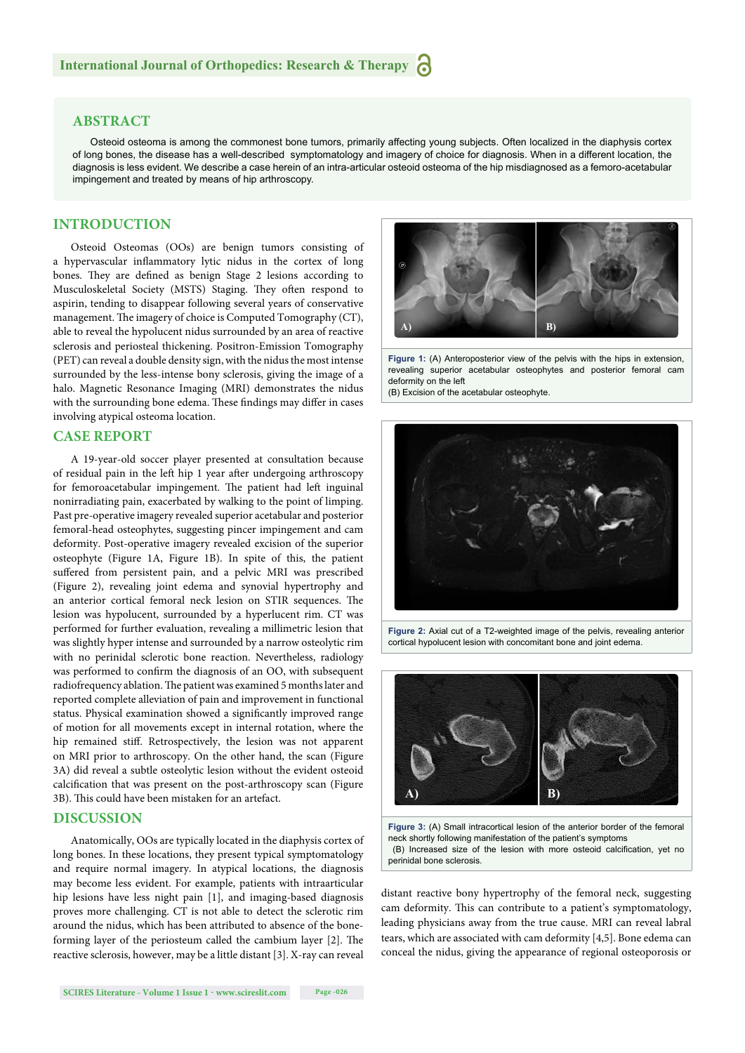## ABSTRACT

Osteoid osteoma is among the commonest bone tumors, primarily affecting young subjects. Often localized in the diaphysis cortex of long bones, the disease has a well-described symptomatology and imagery of choice for diagnosis. When in a different location, the diagnosis is less evident. We describe a case herein of an intra-articular osteoid osteoma of the hip misdiagnosed as a femoro-acetabular impingement and treated by means of hip arthroscopy.

## INTRODUCTION

Osteoid Osteomas (OOs) are benign tumors consisting of a hypervascular inflammatory lytic nidus in the cortex of long bones. They are defined as benign Stage 2 lesions according to Musculoskeletal Society (MSTS) Staging. They often respond to aspirin, tending to disappear following several years of conservative management. The imagery of choice is Computed Tomography (CT), able to reveal the hypolucent nidus surrounded by an area of reactive sclerosis and periosteal thickening. Positron-Emission Tomography (PET) can reveal a double density sign, with the nidus the most intense surrounded by the less-intense bony sclerosis, giving the image of a halo. Magnetic Resonance Imaging (MRI) demonstrates the nidus with the surrounding bone edema. These findings may differ in cases involving atypical osteoma location.

## CASE REPORT

A 19-year-old soccer player presented at consultation because of residual pain in the left hip 1 year after undergoing arthroscopy for femoroacetabular impingement. The patient had left inguinal nonirradiating pain, exacerbated by walking to the point of limping. Past pre-operative imagery revealed superior acetabular and posterior femoral-head osteophytes, suggesting pincer impingement and cam deformity. Post-operative imagery revealed excision of the superior osteophyte (Figure 1A, Figure 1B). In spite of this, the patient suffered from persistent pain, and a pelvic MRI was prescribed (Figure 2), revealing joint edema and synovial hypertrophy and an anterior cortical femoral neck lesion on STIR sequences. The lesion was hypolucent, surrounded by a hyperlucent rim. CT was performed for further evaluation, revealing a millimetric lesion that was slightly hyper intense and surrounded by a narrow osteolytic rim with no perinidal sclerotic bone reaction. Nevertheless, radiology was performed to confirm the diagnosis of an OO, with subsequent radiofrequency ablation. The patient was examined 5 months later and reported complete alleviation of pain and improvement in functional status. Physical examination showed a significantly improved range of motion for all movements except in internal rotation, where the hip remained stiff. Retrospectively, the lesion was not apparent on MRI prior to arthroscopy. On the other hand, the scan (Figure 3A) did reveal a subtle osteolytic lesion without the evident osteoid calcification that was present on the post-arthroscopy scan (Figure 3B). This could have been mistaken for an artefact.

**Figure 1:** (A) Anteroposterior view of the pelvis with the hips in extension, revealing superior acetabular osteophytes and posterior femoral cam deformity on the left
(B) Excision of the acetabular osteophyte.

**Figure 2:** Axial cut of a T2-weighted image of the pelvis, revealing anterior cortical hypolucent lesion with concomitant bone and joint edema.

**Figure 3:** (A) Small intracortical lesion of the anterior border of the femoral neck shortly following manifestation of the patient's symptoms
(B) Increased size of the lesion with more osteoid calcification, yet no perinidal bone sclerosis.

## DISCUSSION

Anatomically, OOs are typically located in the diaphysis cortex of long bones. In these locations, they present typical symptomatology and require normal imagery. In atypical locations, the diagnosis may become less evident. For example, patients with intraarticular hip lesions have less night pain [1], and imaging-based diagnosis proves more challenging. CT is not able to detect the sclerotic rim around the nidus, which has been attributed to absence of the bone-forming layer of the periosteum called the cambium layer [2]. The reactive sclerosis, however, may be a little distant [3]. X-ray can reveal distant reactive bony hypertrophy of the femoral neck, suggesting cam deformity. This can contribute to a patient's symptomatology, leading physicians away from the true cause. MRI can reveal labral tears, which are associated with cam deformity [4,5]. Bone edema can conceal the nidus, giving the appearance of regional osteoporosis or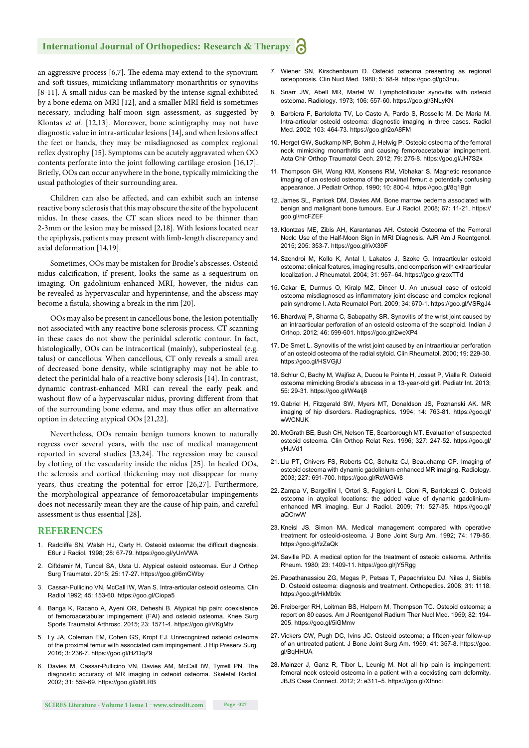an aggressive process [6,7]. The edema may extend to the synovium and soft tissues, mimicking inflammatory monarthritis or synovitis [8-11]. A small nidus can be masked by the intense signal exhibited by a bone edema on MRI [12], and a smaller MRI field is sometimes necessary, including half-moon sign assessment, as suggested by Klontas *et al.* [12,13]. Moreover, bone scintigraphy may not have diagnostic value in intra-articular lesions [14], and when lesions affect the feet or hands, they may be misdiagnosed as complex regional reflex dystrophy [15]. Symptoms can be acutely aggravated when OO contents perforate into the joint following cartilage erosion [16,17]. Briefly, OOs can occur anywhere in the bone, typically mimicking the usual pathologies of their surrounding area.

Children can also be affected, and can exhibit such an intense reactive bony sclerosis that this may obscure the site of the hypolucent nidus. In these cases, the CT scan slices need to be thinner than 2-3mm or the lesion may be missed [2,18]. With lesions located near the epiphysis, patients may present with limb-length discrepancy and axial deformation [14,19].

Sometimes, OOs may be mistaken for Brodie's abscesses. Osteoid nidus calcification, if present, looks the same as a sequestrum on imaging. On gadolinium-enhanced MRI, however, the nidus can be revealed as hypervascular and hyperintense, and the abscess may become a fistula, showing a break in the rim [20].

OOs may also be present in cancellous bone, the lesion potentially not associated with any reactive bone sclerosis process. CT scanning in these cases do not show the perinidal sclerotic contour. In fact, histologically, OOs can be intracortical (mainly), subperiosteal (e.g. talus) or cancellous. When cancellous, CT only reveals a small area of decreased bone density, while scintigraphy may not be able to detect the perinidal halo of a reactive bony sclerosis [14]. In contrast, dynamic contrast-enhanced MRI can reveal the early peak and washout flow of a hypervascular nidus, proving different from that of the surrounding bone edema, and may thus offer an alternative option in detecting atypical OOs [21,22].

Nevertheless, OOs remain benign tumors known to naturally regress over several years, with the use of medical management reported in several studies [23,24]. The regression may be caused by clotting of the vascularity inside the nidus [25]. In healed OOs, the sclerosis and cortical thickening may not disappear for many years, thus creating the potential for error [26,27]. Furthermore, the morphological appearance of femoroacetabular impingements does not necessarily mean they are the cause of hip pain, and careful assessment is thus essential [28].

## REFERENCES

1. Radcliffe SN, Walsh HJ, Carty H. Osteoid osteoma: the difficult diagnosis. E6ur J Radiol. 1998; 28: 67-79. https://goo.gl/yUnVWA
2. Ciftdemir M, Tuncel SA, Usta U. Atypical osteoid osteomas. Eur J Orthop Surg Traumatol. 2015; 25: 17-27. https://goo.gl/6mCWby
3. Cassar-Pullicino VN, McCall IW, Wan S. Intra-articular osteoid osteoma. Clin Radiol 1992; 45: 153-60. https://goo.gl/Ciopa5
4. Banga K, Racano A, Ayeni OR, Deheshi B. Atypical hip pain: coexistence of femoroacetabular impingement (FAI) and osteoid osteoma. Knee Surg Sports Traumatol Arthrosc. 2015; 23: 1571-4. https://goo.gl/VKgMtv
5. Ly JA, Coleman EM, Cohen GS, Kropf EJ. Unrecognized osteoid osteoma of the proximal femur with associated cam impingement. J Hip Preserv Surg. 2016; 3: 236-7. https://goo.gl/HZDqZ9
6. Davies M, Cassar-Pullicino VN, Davies AM, McCall IW, Tyrrell PN. The diagnostic accuracy of MR imaging in osteoid osteoma. Skeletal Radiol. 2002; 31: 559-69. https://goo.gl/x8fLRB
7. Wiener SN, Kirschenbaum D. Osteoid osteoma presenting as regional osteoporosis. Clin Nucl Med. 1980; 5: 68-9. https://goo.gl/gb3nuu
8. Snarr JW, Abell MR, Martel W. Lymphofollicular synovitis with osteoid osteoma. Radiology. 1973; 106: 557-60. https://goo.gl/3NLyKN
9. Barbiera F, Bartolotta TV, Lo Casto A, Pardo S, Rossello M, De Maria M. Intra-articular osteoid osteoma: diagnostic imaging in three cases. Radiol Med. 2002; 103: 464-73. https://goo.gl/2oA8FM
10. Herget GW, Sudkamp NP, Bohm J, Helwig P. Osteoid osteoma of the femoral neck mimicking monarthritis and causing femoroacetabular impingement. Acta Chir Orthop Traumatol Cech. 2012; 79: 275-8. https://goo.gl/JH7S2x
11. Thompson GH, Wong KM, Konsens RM, Vibhakar S. Magnetic resonance imaging of an osteoid osteoma of the proximal femur: a potentially confusing appearance. J Pediatr Orthop. 1990; 10: 800-4. https://goo.gl/8q1Bgh
12. James SL, Panicek DM, Davies AM. Bone marrow oedema associated with benign and malignant bone tumours. Eur J Radiol. 2008; 67: 11-21. https://goo.gl/mcFZEF
13. Klontzas ME, Zibis AH, Karantanas AH. Osteoid Osteoma of the Femoral Neck: Use of the Half-Moon Sign in MRI Diagnosis. AJR Am J Roentgenol. 2015; 205: 353-7. https://goo.gl/ivX39F
14. Szendroi M, Kollo K, Antal I, Lakatos J, Szoke G. Intraarticular osteoid osteoma: clinical features, imaging results, and comparison with extraarticular localization. J Rheumatol. 2004; 31: 957–64. https://goo.gl/zoxTTd
15. Cakar E, Durmus O, Kiralp MZ, Dincer U. An unusual case of osteoid osteoma misdiagnosed as inflammatory joint disease and complex regional pain syndrome I. Acta Reumatol Port. 2009; 34: 670-1. https://goo.gl/VSRgJ4
16. Bhardwaj P, Sharma C, Sabapathy SR. Synovitis of the wrist joint caused by an intraarticular perforation of an osteoid osteoma of the scaphoid. Indian J Orthop. 2012; 46: 599-601. https://goo.gl/2weXP4
17. De Smet L. Synovitis of the wrist joint caused by an intraarticular perforation of an osteoid osteoma of the radial styloid. Clin Rheumatol. 2000; 19: 229-30. https://goo.gl/HSVGjU
18. Schlur C, Bachy M, Wajfisz A, Ducou le Pointe H, Josset P, Vialle R. Osteoid osteoma mimicking Brodie's abscess in a 13-year-old girl. Pediatr Int. 2013; 55: 29-31. https://goo.gl/W4atj8
19. Gabriel H, Fitzgerald SW, Myers MT, Donaldson JS, Poznanski AK. MR imaging of hip disorders. Radiographics. 1994; 14: 763-81. https://goo.gl/wWCNUK
20. McGrath BE, Bush CH, Nelson TE, Scarborough MT. Evaluation of suspected osteoid osteoma. Clin Orthop Relat Res. 1996; 327: 247-52. https://goo.gl/yHuVd1
21. Liu PT, Chivers FS, Roberts CC, Schultz CJ, Beauchamp CP. Imaging of osteoid osteoma with dynamic gadolinium-enhanced MR imaging. Radiology. 2003; 227: 691-700. https://goo.gl/RcWGW8
22. Zampa V, Bargellini I, Ortori S, Faggioni L, Cioni R, Bartolozzi C. Osteoid osteoma in atypical locations: the added value of dynamic gadolinium-enhanced MR imaging. Eur J Radiol. 2009; 71: 527-35. https://goo.gl/aQCrwW
23. Kneisl JS, Simon MA. Medical management compared with operative treatment for osteoid-osteoma. J Bone Joint Surg Am. 1992; 74: 179-85. https://goo.gl/fzZaQk
24. Saville PD. A medical option for the treatment of osteoid osteoma. Arthritis Rheum. 1980; 23: 1409-11. https://goo.gl/jY5Rgg
25. Papathanassiou ZG, Megas P, Petsas T, Papachristou DJ, Nilas J, Siablis D. Osteoid osteoma: diagnosis and treatment. Orthopedics. 2008; 31: 1118. https://goo.gl/HkMb9x
26. Freiberger RH, Loitman BS, Helpern M, Thompson TC. Osteoid osteoma; a report on 80 cases. Am J Roentgenol Radium Ther Nucl Med. 1959; 82: 194-205. https://goo.gl/5iGMmv
27. Vickers CW, Pugh DC, Ivins JC. Osteoid osteoma; a fifteen-year follow-up of an untreated patient. J Bone Joint Surg Am. 1959; 41: 357-8. https://goo.gl/BqHHUA
28. Mainzer J, Ganz R, Tibor L, Leunig M. Not all hip pain is impingement: femoral neck osteoid osteoma in a patient with a coexisting cam deformity. JBJS Case Connect. 2012; 2: e311–5. https://goo.gl/Xfhnci